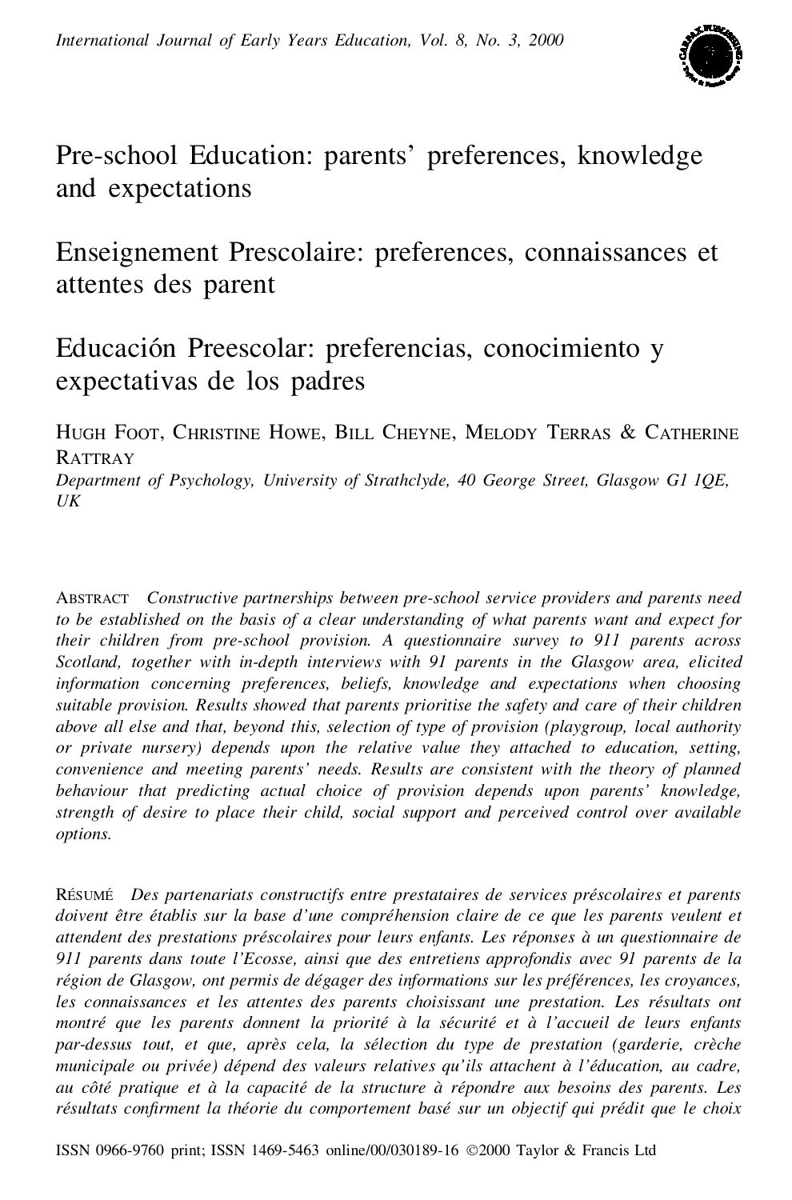# Pre-school Education: parents' preferences, knowledge and expectations

# Enseignement Prescolaire: preferences, connaissances et attentes des parent

# Educación Preescolar: preferencias, conocimiento y expectativas de los padres

HUGH FOOT, CHRISTINE HOWE, BILL CHEYNE, MELODY TERRAS & CATHERINE RATTRAY

*Department of Psychology, University of Strathclyde, 40 George Street, Glasgow G1 1QE, UK*

ABSTRACT *Constructive partnerships between pre-school service providers and parents need to be established on the basis of a clear understanding of what parents want and expect for their children from pre-school provision. A questionnaire survey to 911 parents across Scotland, together with in-depth interviews with 91 parents in the Glasgow area, elicited information concerning preferences, beliefs, knowledge and expectations when choosing suitable provision. Results showed that parents prioritise the safety and care of their children above all else and that, beyond this, selection of type of provision (playgroup, local authority or private nursery) depends upon the relative value they attached to education, setting, convenience and meeting parents' needs. Results are consistent with the theory of planned behaviour that predicting actual choice of provision depends upon parents' knowledge, strength of desire to place their child, social support and perceived control over available options.*

RÉSUMÉ *Des partenariats constructifs entre prestataires de services préscolaires et parents doivent être établis sur la base d'une compréhension claire de ce que les parents veulent et attendent des prestations préscolaires pour leurs enfants. Les réponses à un questionnaire de 911 parents dans toute l'Ecosse, ainsi que des entretiens approfondis avec 91 parents de la région de Glasgow, ont permis de dégager des informations sur les préférences, les croyances, les connaissances et les attentes des parents choisissant une prestation. Les résultats ont montré que les parents donnent la priorité à la sécurité et à l'accueil de leurs enfants par-dessus tout, et que, après cela, la sélection du type de prestation (garderie, crèche municipale ou privée) dépend des valeurs relatives qu'ils attachent à l'éducation, au cadre, au côté pratique et à la capacité de la structure à répondre aux besoins des parents. Les résultats confirment la théorie du comportement basé sur un objectif qui prédit que le choix*

ISSN 0966-9760 print; ISSN 1469-5463 online/00/030189-16 ©2000 Taylor & Francis Ltd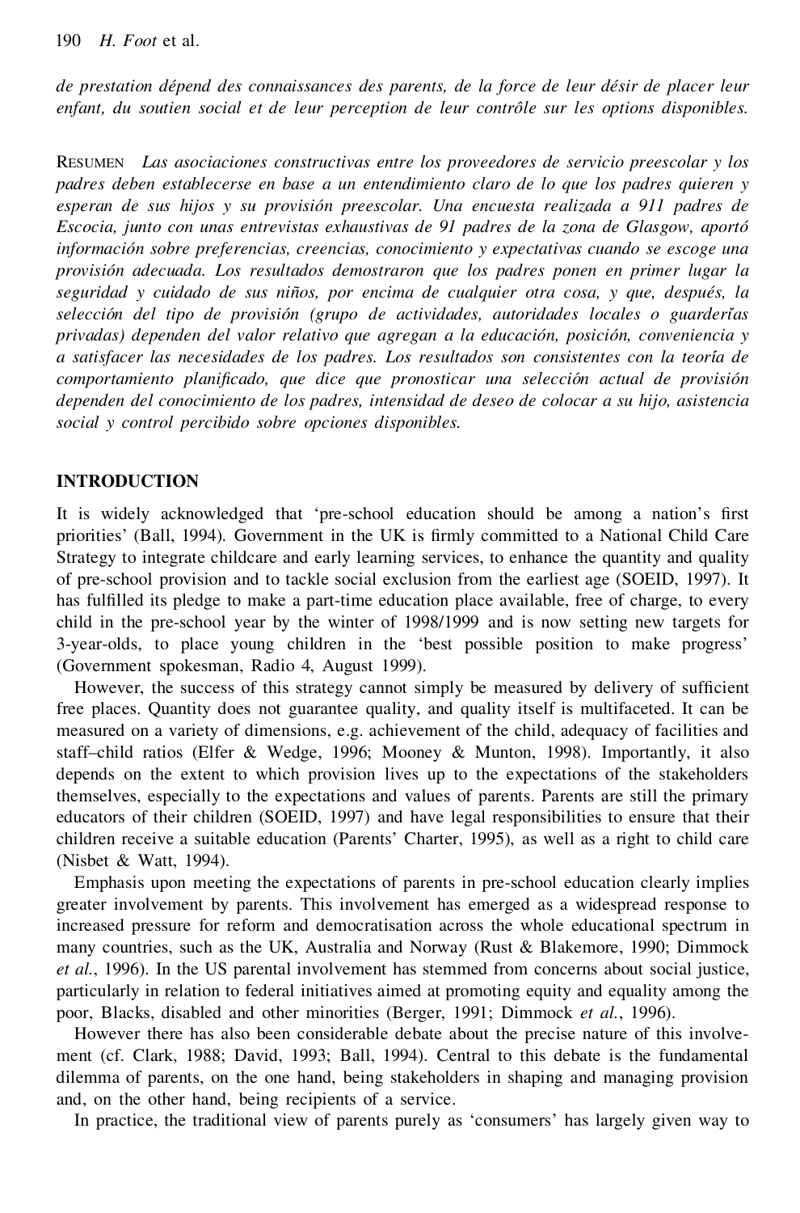*de prestation dépend des connaissances des parents, de la force de leur désir de placer leur enfant, du soutien social et de leur perception de leur contrôle sur les options disponibles.*

RESUMEN *Las asociaciones constructivas entre los proveedores de servicio preescolar y los padres deben establecerse en base a un entendimiento claro de lo que los padres quieren y esperan de sus hijos y su provisión preescolar. Una encuesta realizada a 911 padres de Escocia, junto con unas entrevistas exhaustivas de 91 padres de la zona de Glasgow, aportó información sobre preferencias, creencias, conocimiento y expectativas cuando se escoge una provisión adecuada. Los resultados demostraron que los padres ponen en primer lugar la seguridad y cuidado de sus niños, por encima de cualquier otra cosa, y que, después, la selección del tipo de provisión (grupo de actividades, autoridades locales o guarderías privadas) dependen del valor relativo que agregan a la educación, posición, conveniencia y a satisfacer las necesidades de los padres. Los resultados son consistentes con la teoría de comportamiento planificado, que dice que pronosticar una selección actual de provisión dependen del conocimiento de los padres, intensidad de deseo de colocar a su hijo, asistencia social y control percibido sobre opciones disponibles.*

## INTRODUCTION

It is widely acknowledged that 'pre-school education should be among a nation's first priorities' (Ball, 1994). Government in the UK is firmly committed to a National Child Care Strategy to integrate childcare and early learning services, to enhance the quantity and quality of pre-school provision and to tackle social exclusion from the earliest age (SOEID, 1997). It has fulfilled its pledge to make a part-time education place available, free of charge, to every child in the pre-school year by the winter of 1998/1999 and is now setting new targets for 3-year-olds, to place young children in the 'best possible position to make progress' (Government spokesman, Radio 4, August 1999).

However, the success of this strategy cannot simply be measured by delivery of sufficient free places. Quantity does not guarantee quality, and quality itself is multifaceted. It can be measured on a variety of dimensions, e.g. achievement of the child, adequacy of facilities and staff–child ratios (Elfer & Wedge, 1996; Mooney & Munton, 1998). Importantly, it also depends on the extent to which provision lives up to the expectations of the stakeholders themselves, especially to the expectations and values of parents. Parents are still the primary educators of their children (SOEID, 1997) and have legal responsibilities to ensure that their children receive a suitable education (Parents' Charter, 1995), as well as a right to child care (Nisbet & Watt, 1994).

Emphasis upon meeting the expectations of parents in pre-school education clearly implies greater involvement by parents. This involvement has emerged as a widespread response to increased pressure for reform and democratisation across the whole educational spectrum in many countries, such as the UK, Australia and Norway (Rust & Blakemore, 1990; Dimmock *et al.*, 1996). In the US parental involvement has stemmed from concerns about social justice, particularly in relation to federal initiatives aimed at promoting equity and equality among the poor, Blacks, disabled and other minorities (Berger, 1991; Dimmock *et al.*, 1996).

However there has also been considerable debate about the precise nature of this involvement (cf. Clark, 1988; David, 1993; Ball, 1994). Central to this debate is the fundamental dilemma of parents, on the one hand, being stakeholders in shaping and managing provision and, on the other hand, being recipients of a service.

In practice, the traditional view of parents purely as 'consumers' has largely given way to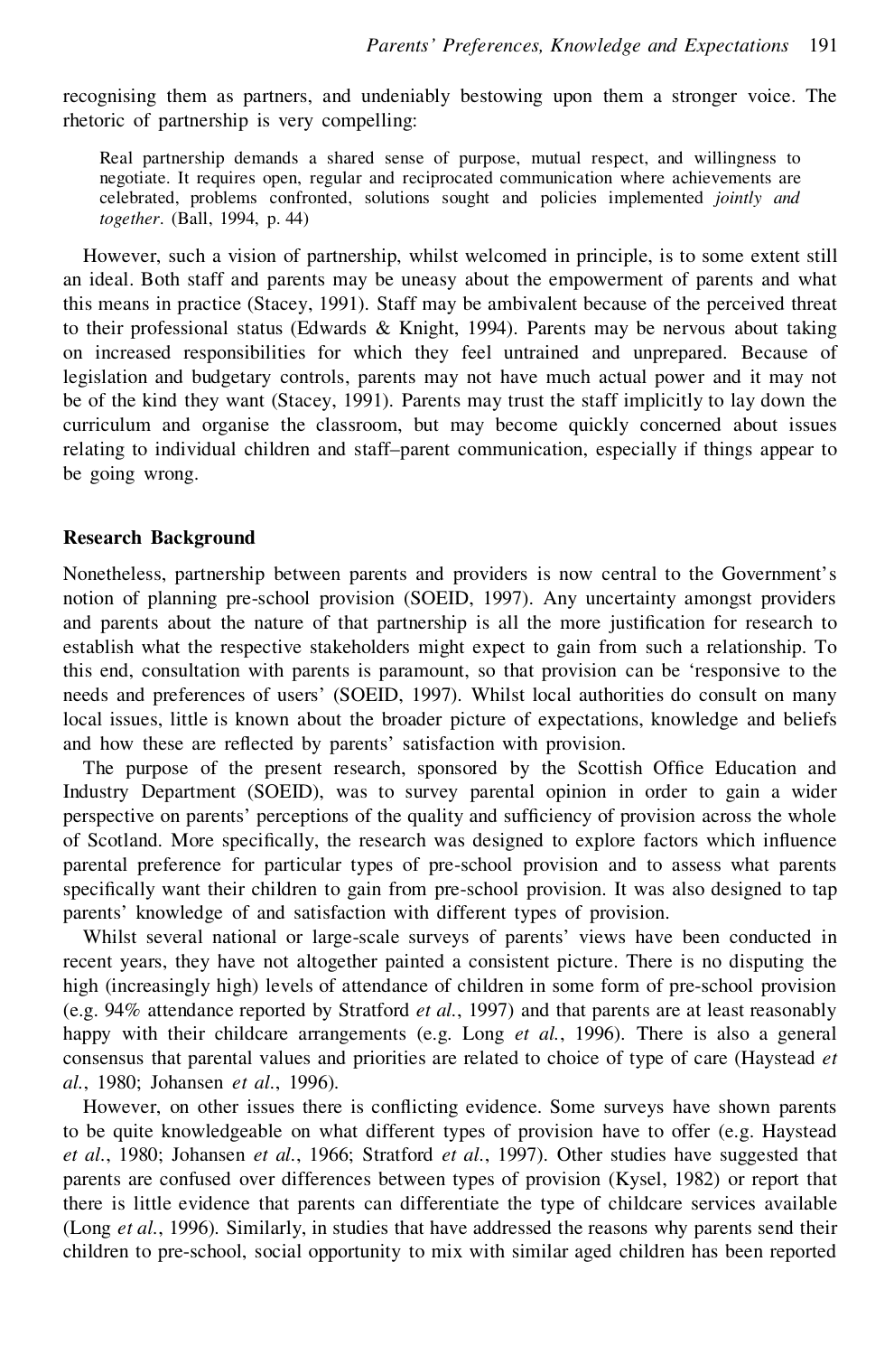recognising them as partners, and undeniably bestowing upon them a stronger voice. The rhetoric of partnership is very compelling:

> Real partnership demands a shared sense of purpose, mutual respect, and willingness to negotiate. It requires open, regular and reciprocated communication where achievements are celebrated, problems confronted, solutions sought and policies implemented *jointly and together*. (Ball, 1994, p. 44)

However, such a vision of partnership, whilst welcomed in principle, is to some extent still an ideal. Both staff and parents may be uneasy about the empowerment of parents and what this means in practice (Stacey, 1991). Staff may be ambivalent because of the perceived threat to their professional status (Edwards & Knight, 1994). Parents may be nervous about taking on increased responsibilities for which they feel untrained and unprepared. Because of legislation and budgetary controls, parents may not have much actual power and it may not be of the kind they want (Stacey, 1991). Parents may trust the staff implicitly to lay down the curriculum and organise the classroom, but may become quickly concerned about issues relating to individual children and staff–parent communication, especially if things appear to be going wrong.

## Research Background

Nonetheless, partnership between parents and providers is now central to the Government's notion of planning pre-school provision (SOEID, 1997). Any uncertainty amongst providers and parents about the nature of that partnership is all the more justification for research to establish what the respective stakeholders might expect to gain from such a relationship. To this end, consultation with parents is paramount, so that provision can be 'responsive to the needs and preferences of users' (SOEID, 1997). Whilst local authorities do consult on many local issues, little is known about the broader picture of expectations, knowledge and beliefs and how these are reflected by parents' satisfaction with provision.

The purpose of the present research, sponsored by the Scottish Office Education and Industry Department (SOEID), was to survey parental opinion in order to gain a wider perspective on parents' perceptions of the quality and sufficiency of provision across the whole of Scotland. More specifically, the research was designed to explore factors which influence parental preference for particular types of pre-school provision and to assess what parents specifically want their children to gain from pre-school provision. It was also designed to tap parents' knowledge of and satisfaction with different types of provision.

Whilst several national or large-scale surveys of parents' views have been conducted in recent years, they have not altogether painted a consistent picture. There is no disputing the high (increasingly high) levels of attendance of children in some form of pre-school provision (e.g. 94% attendance reported by Stratford *et al.*, 1997) and that parents are at least reasonably happy with their childcare arrangements (e.g. Long *et al.*, 1996). There is also a general consensus that parental values and priorities are related to choice of type of care (Haystead *et al.*, 1980; Johansen *et al.*, 1996).

However, on other issues there is conflicting evidence. Some surveys have shown parents to be quite knowledgeable on what different types of provision have to offer (e.g. Haystead *et al.*, 1980; Johansen *et al.*, 1966; Stratford *et al.*, 1997). Other studies have suggested that parents are confused over differences between types of provision (Kysel, 1982) or report that there is little evidence that parents can differentiate the type of childcare services available (Long *et al.*, 1996). Similarly, in studies that have addressed the reasons why parents send their children to pre-school, social opportunity to mix with similar aged children has been reported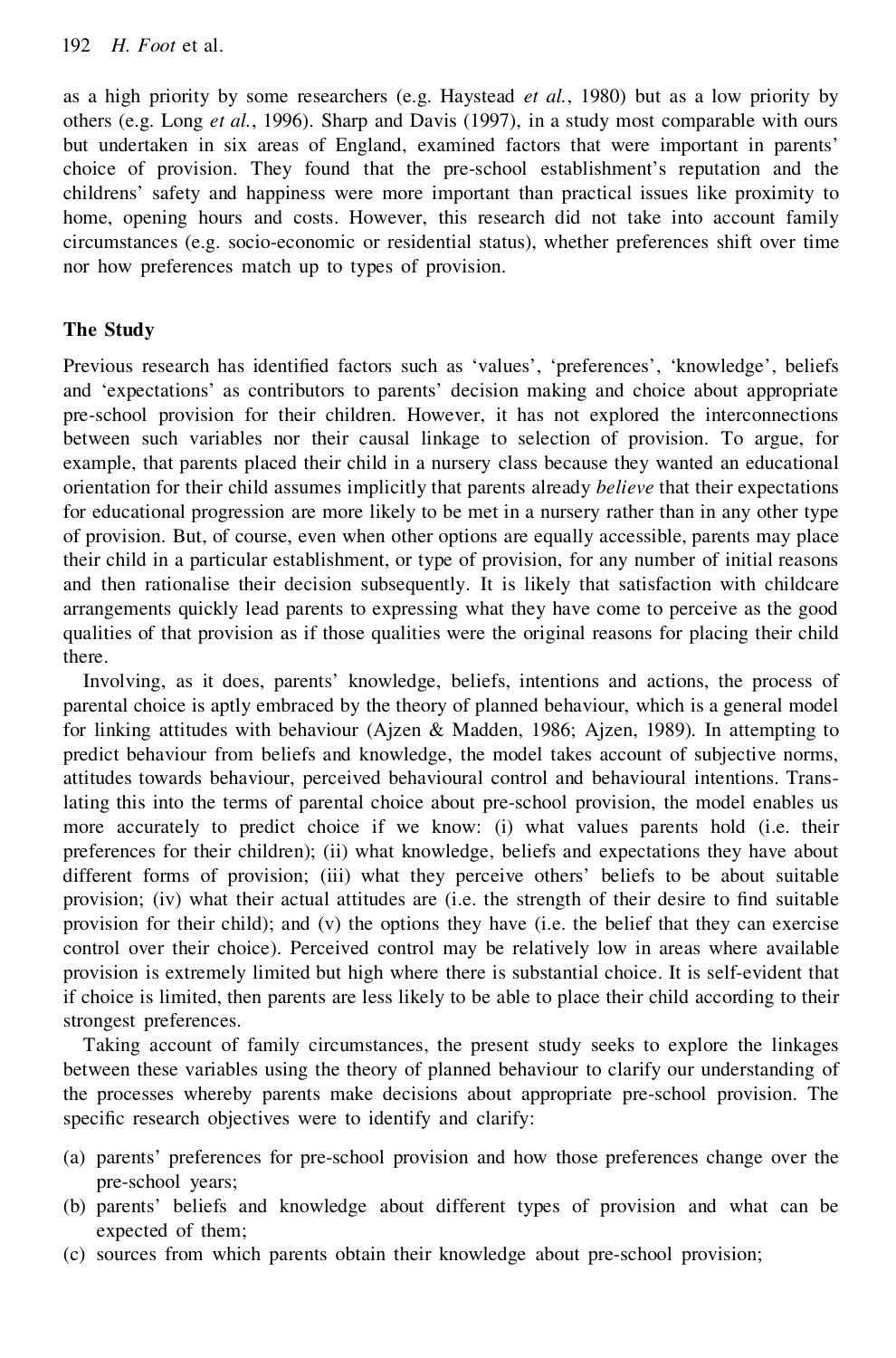as a high priority by some researchers (e.g. Haystead *et al.*, 1980) but as a low priority by others (e.g. Long *et al.*, 1996). Sharp and Davis (1997), in a study most comparable with ours but undertaken in six areas of England, examined factors that were important in parents' choice of provision. They found that the pre-school establishment's reputation and the childrens' safety and happiness were more important than practical issues like proximity to home, opening hours and costs. However, this research did not take into account family circumstances (e.g. socio-economic or residential status), whether preferences shift over time nor how preferences match up to types of provision.

## The Study

Previous research has identified factors such as 'values', 'preferences', 'knowledge', beliefs and 'expectations' as contributors to parents' decision making and choice about appropriate pre-school provision for their children. However, it has not explored the interconnections between such variables nor their causal linkage to selection of provision. To argue, for example, that parents placed their child in a nursery class because they wanted an educational orientation for their child assumes implicitly that parents already *believe* that their expectations for educational progression are more likely to be met in a nursery rather than in any other type of provision. But, of course, even when other options are equally accessible, parents may place their child in a particular establishment, or type of provision, for any number of initial reasons and then rationalise their decision subsequently. It is likely that satisfaction with childcare arrangements quickly lead parents to expressing what they have come to perceive as the good qualities of that provision as if those qualities were the original reasons for placing their child there.

Involving, as it does, parents' knowledge, beliefs, intentions and actions, the process of parental choice is aptly embraced by the theory of planned behaviour, which is a general model for linking attitudes with behaviour (Ajzen & Madden, 1986; Ajzen, 1989). In attempting to predict behaviour from beliefs and knowledge, the model takes account of subjective norms, attitudes towards behaviour, perceived behavioural control and behavioural intentions. Translating this into the terms of parental choice about pre-school provision, the model enables us more accurately to predict choice if we know: (i) what values parents hold (i.e. their preferences for their children); (ii) what knowledge, beliefs and expectations they have about different forms of provision; (iii) what they perceive others' beliefs to be about suitable provision; (iv) what their actual attitudes are (i.e. the strength of their desire to find suitable provision for their child); and (v) the options they have (i.e. the belief that they can exercise control over their choice). Perceived control may be relatively low in areas where available provision is extremely limited but high where there is substantial choice. It is self-evident that if choice is limited, then parents are less likely to be able to place their child according to their strongest preferences.

Taking account of family circumstances, the present study seeks to explore the linkages between these variables using the theory of planned behaviour to clarify our understanding of the processes whereby parents make decisions about appropriate pre-school provision. The specific research objectives were to identify and clarify:

(a) parents' preferences for pre-school provision and how those preferences change over the pre-school years;
(b) parents' beliefs and knowledge about different types of provision and what can be expected of them;
(c) sources from which parents obtain their knowledge about pre-school provision;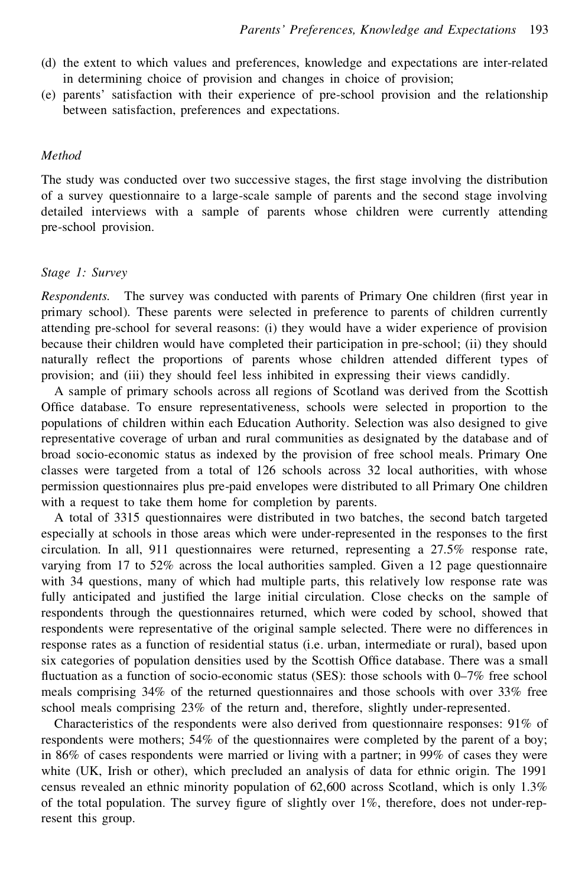(d) the extent to which values and preferences, knowledge and expectations are inter-related in determining choice of provision and changes in choice of provision;
(e) parents' satisfaction with their experience of pre-school provision and the relationship between satisfaction, preferences and expectations.

### *Method*

The study was conducted over two successive stages, the first stage involving the distribution of a survey questionnaire to a large-scale sample of parents and the second stage involving detailed interviews with a sample of parents whose children were currently attending pre-school provision.

#### *Stage 1: Survey*

*Respondents.* The survey was conducted with parents of Primary One children (first year in primary school). These parents were selected in preference to parents of children currently attending pre-school for several reasons: (i) they would have a wider experience of provision because their children would have completed their participation in pre-school; (ii) they should naturally reflect the proportions of parents whose children attended different types of provision; and (iii) they should feel less inhibited in expressing their views candidly.

A sample of primary schools across all regions of Scotland was derived from the Scottish Office database. To ensure representativeness, schools were selected in proportion to the populations of children within each Education Authority. Selection was also designed to give representative coverage of urban and rural communities as designated by the database and of broad socio-economic status as indexed by the provision of free school meals. Primary One classes were targeted from a total of 126 schools across 32 local authorities, with whose permission questionnaires plus pre-paid envelopes were distributed to all Primary One children with a request to take them home for completion by parents.

A total of 3315 questionnaires were distributed in two batches, the second batch targeted especially at schools in those areas which were under-represented in the responses to the first circulation. In all, 911 questionnaires were returned, representing a 27.5% response rate, varying from 17 to 52% across the local authorities sampled. Given a 12 page questionnaire with 34 questions, many of which had multiple parts, this relatively low response rate was fully anticipated and justified the large initial circulation. Close checks on the sample of respondents through the questionnaires returned, which were coded by school, showed that respondents were representative of the original sample selected. There were no differences in response rates as a function of residential status (i.e. urban, intermediate or rural), based upon six categories of population densities used by the Scottish Office database. There was a small fluctuation as a function of socio-economic status (SES): those schools with 0–7% free school meals comprising 34% of the returned questionnaires and those schools with over 33% free school meals comprising 23% of the return and, therefore, slightly under-represented.

Characteristics of the respondents were also derived from questionnaire responses: 91% of respondents were mothers; 54% of the questionnaires were completed by the parent of a boy; in 86% of cases respondents were married or living with a partner; in 99% of cases they were white (UK, Irish or other), which precluded an analysis of data for ethnic origin. The 1991 census revealed an ethnic minority population of 62,600 across Scotland, which is only 1.3% of the total population. The survey figure of slightly over 1%, therefore, does not under-represent this group.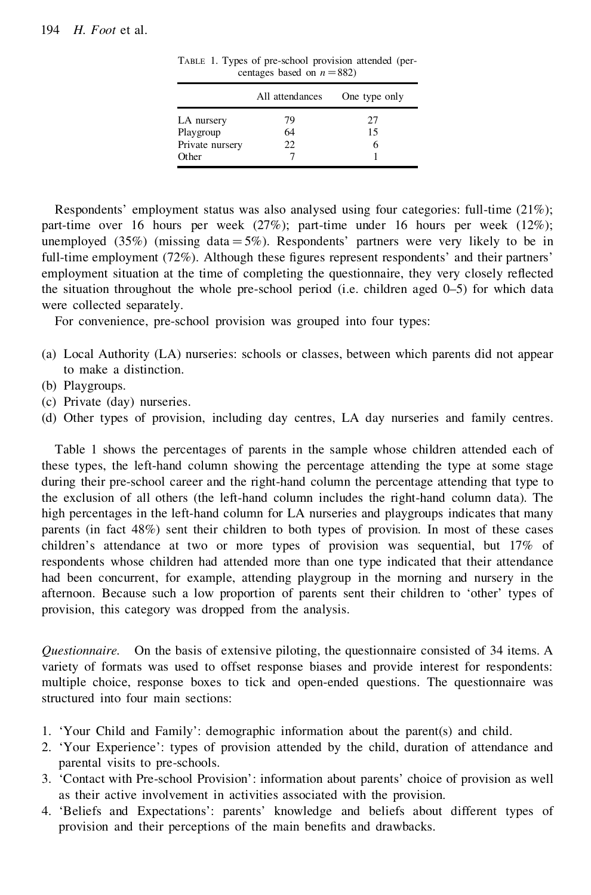TABLE 1. Types of pre-school provision attended (percentages based on $n = 882$)

| | All attendances | One type only |
|---|---|---|
| LA nursery | 79 | 27 |
| Playgroup | 64 | 15 |
| Private nursery | 22 | 6 |
| Other | 7 | 1 |

Respondents' employment status was also analysed using four categories: full-time (21%); part-time over 16 hours per week (27%); part-time under 16 hours per week (12%); unemployed (35%) (missing data = 5%). Respondents' partners were very likely to be in full-time employment (72%). Although these figures represent respondents' and their partners' employment situation at the time of completing the questionnaire, they very closely reflected the situation throughout the whole pre-school period (i.e. children aged 0–5) for which data were collected separately.

For convenience, pre-school provision was grouped into four types:

(a) Local Authority (LA) nurseries: schools or classes, between which parents did not appear to make a distinction.
(b) Playgroups.
(c) Private (day) nurseries.
(d) Other types of provision, including day centres, LA day nurseries and family centres.

Table 1 shows the percentages of parents in the sample whose children attended each of these types, the left-hand column showing the percentage attending the type at some stage during their pre-school career and the right-hand column the percentage attending that type to the exclusion of all others (the left-hand column includes the right-hand column data). The high percentages in the left-hand column for LA nurseries and playgroups indicates that many parents (in fact 48%) sent their children to both types of provision. In most of these cases children's attendance at two or more types of provision was sequential, but 17% of respondents whose children had attended more than one type indicated that their attendance had been concurrent, for example, attending playgroup in the morning and nursery in the afternoon. Because such a low proportion of parents sent their children to 'other' types of provision, this category was dropped from the analysis.

*Questionnaire.* On the basis of extensive piloting, the questionnaire consisted of 34 items. A variety of formats was used to offset response biases and provide interest for respondents: multiple choice, response boxes to tick and open-ended questions. The questionnaire was structured into four main sections:

1. 'Your Child and Family': demographic information about the parent(s) and child.
2. 'Your Experience': types of provision attended by the child, duration of attendance and parental visits to pre-schools.
3. 'Contact with Pre-school Provision': information about parents' choice of provision as well as their active involvement in activities associated with the provision.
4. 'Beliefs and Expectations': parents' knowledge and beliefs about different types of provision and their perceptions of the main benefits and drawbacks.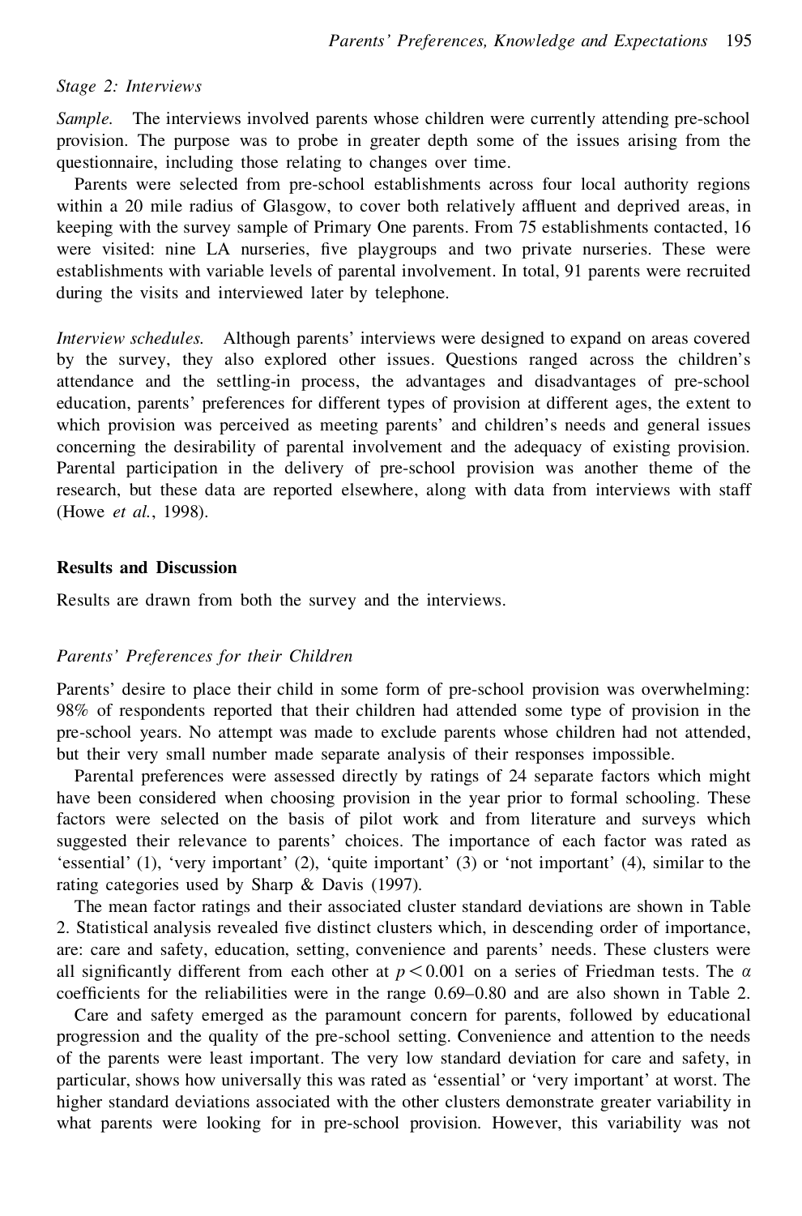*Stage 2: Interviews*

*Sample.* The interviews involved parents whose children were currently attending pre-school provision. The purpose was to probe in greater depth some of the issues arising from the questionnaire, including those relating to changes over time.

Parents were selected from pre-school establishments across four local authority regions within a 20 mile radius of Glasgow, to cover both relatively affluent and deprived areas, in keeping with the survey sample of Primary One parents. From 75 establishments contacted, 16 were visited: nine LA nurseries, five playgroups and two private nurseries. These were establishments with variable levels of parental involvement. In total, 91 parents were recruited during the visits and interviewed later by telephone.

*Interview schedules.* Although parents' interviews were designed to expand on areas covered by the survey, they also explored other issues. Questions ranged across the children's attendance and the settling-in process, the advantages and disadvantages of pre-school education, parents' preferences for different types of provision at different ages, the extent to which provision was perceived as meeting parents' and children's needs and general issues concerning the desirability of parental involvement and the adequacy of existing provision. Parental participation in the delivery of pre-school provision was another theme of the research, but these data are reported elsewhere, along with data from interviews with staff (Howe *et al.*, 1998).

## Results and Discussion

Results are drawn from both the survey and the interviews.

*Parents' Preferences for their Children*

Parents' desire to place their child in some form of pre-school provision was overwhelming: 98% of respondents reported that their children had attended some type of provision in the pre-school years. No attempt was made to exclude parents whose children had not attended, but their very small number made separate analysis of their responses impossible.

Parental preferences were assessed directly by ratings of 24 separate factors which might have been considered when choosing provision in the year prior to formal schooling. These factors were selected on the basis of pilot work and from literature and surveys which suggested their relevance to parents' choices. The importance of each factor was rated as 'essential' (1), 'very important' (2), 'quite important' (3) or 'not important' (4), similar to the rating categories used by Sharp & Davis (1997).

The mean factor ratings and their associated cluster standard deviations are shown in Table 2. Statistical analysis revealed five distinct clusters which, in descending order of importance, are: care and safety, education, setting, convenience and parents' needs. These clusters were all significantly different from each other at $p < 0.001$ on a series of Friedman tests. The $\alpha$ coefficients for the reliabilities were in the range 0.69–0.80 and are also shown in Table 2.

Care and safety emerged as the paramount concern for parents, followed by educational progression and the quality of the pre-school setting. Convenience and attention to the needs of the parents were least important. The very low standard deviation for care and safety, in particular, shows how universally this was rated as 'essential' or 'very important' at worst. The higher standard deviations associated with the other clusters demonstrate greater variability in what parents were looking for in pre-school provision. However, this variability was not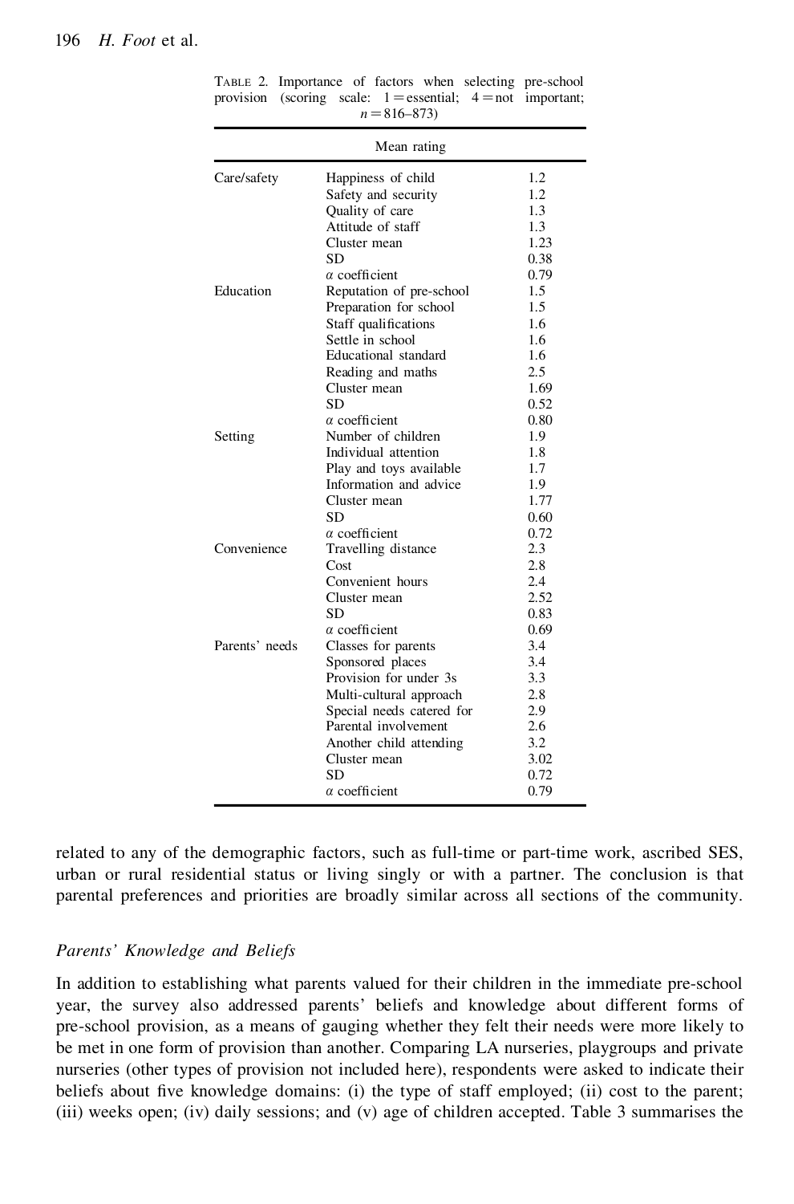TABLE 2. Importance of factors when selecting pre-school provision (scoring scale: 1 = essential; 4 = not important; $n = 816–873$)

| | | Mean rating |
|---|---|---|
| Care/safety | Happiness of child | 1.2 |
| | Safety and security | 1.2 |
| | Quality of care | 1.3 |
| | Attitude of staff | 1.3 |
| | Cluster mean | 1.23 |
| | SD | 0.38 |
| | $\alpha$ coefficient | 0.79 |
| Education | Reputation of pre-school | 1.5 |
| | Preparation for school | 1.5 |
| | Staff qualifications | 1.6 |
| | Settle in school | 1.6 |
| | Educational standard | 1.6 |
| | Reading and maths | 2.5 |
| | Cluster mean | 1.69 |
| | SD | 0.52 |
| | $\alpha$ coefficient | 0.80 |
| Setting | Number of children | 1.9 |
| | Individual attention | 1.8 |
| | Play and toys available | 1.7 |
| | Information and advice | 1.9 |
| | Cluster mean | 1.77 |
| | SD | 0.60 |
| | $\alpha$ coefficient | 0.72 |
| Convenience | Travelling distance | 2.3 |
| | Cost | 2.8 |
| | Convenient hours | 2.4 |
| | Cluster mean | 2.52 |
| | SD | 0.83 |
| | $\alpha$ coefficient | 0.69 |
| Parents' needs | Classes for parents | 3.4 |
| | Sponsored places | 3.4 |
| | Provision for under 3s | 3.3 |
| | Multi-cultural approach | 2.8 |
| | Special needs catered for | 2.9 |
| | Parental involvement | 2.6 |
| | Another child attending | 3.2 |
| | Cluster mean | 3.02 |
| | SD | 0.72 |
| | $\alpha$ coefficient | 0.79 |

related to any of the demographic factors, such as full-time or part-time work, ascribed SES, urban or rural residential status or living singly or with a partner. The conclusion is that parental preferences and priorities are broadly similar across all sections of the community.

### *Parents' Knowledge and Beliefs*

In addition to establishing what parents valued for their children in the immediate pre-school year, the survey also addressed parents' beliefs and knowledge about different forms of pre-school provision, as a means of gauging whether they felt their needs were more likely to be met in one form of provision than another. Comparing LA nurseries, playgroups and private nurseries (other types of provision not included here), respondents were asked to indicate their beliefs about five knowledge domains: (i) the type of staff employed; (ii) cost to the parent; (iii) weeks open; (iv) daily sessions; and (v) age of children accepted. Table 3 summarises the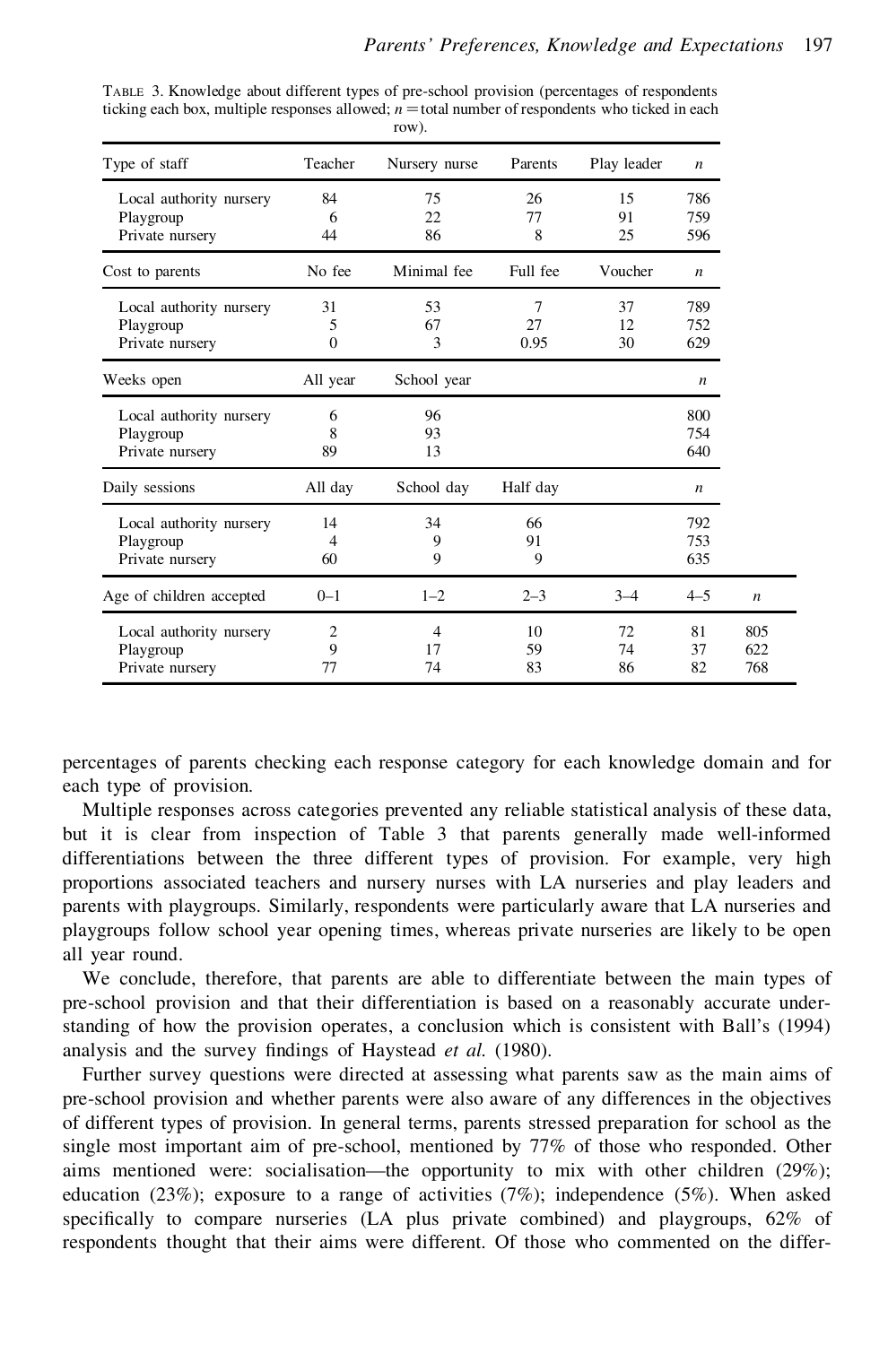TABLE 3. Knowledge about different types of pre-school provision (percentages of respondents ticking each box, multiple responses allowed; $n$ = total number of respondents who ticked in each row).

| Type of staff | Teacher | Nursery nurse | Parents | Play leader | $n$ | |
|---|---|---|---|---|---|---|
| Local authority nursery | 84 | 75 | 26 | 15 | 786 | |
| Playgroup | 6 | 22 | 77 | 91 | 759 | |
| Private nursery | 44 | 86 | 8 | 25 | 596 | |
| **Cost to parents** | **No fee** | **Minimal fee** | **Full fee** | **Voucher** | $n$ | |
| Local authority nursery | 31 | 53 | 7 | 37 | 789 | |
| Playgroup | 5 | 67 | 27 | 12 | 752 | |
| Private nursery | 0 | 3 | 0.95 | 30 | 629 | |
| **Weeks open** | **All year** | **School year** | | | $n$ | |
| Local authority nursery | 6 | 96 | | | 800 | |
| Playgroup | 8 | 93 | | | 754 | |
| Private nursery | 89 | 13 | | | 640 | |
| **Daily sessions** | **All day** | **School day** | **Half day** | | $n$ | |
| Local authority nursery | 14 | 34 | 66 | | 792 | |
| Playgroup | 4 | 9 | 91 | | 753 | |
| Private nursery | 60 | 9 | 9 | | 635 | |
| **Age of children accepted** | **0–1** | **1–2** | **2–3** | **3–4** | **4–5** | $n$ |
| Local authority nursery | 2 | 4 | 10 | 72 | 81 | 805 |
| Playgroup | 9 | 17 | 59 | 74 | 37 | 622 |
| Private nursery | 77 | 74 | 83 | 86 | 82 | 768 |

percentages of parents checking each response category for each knowledge domain and for each type of provision.

Multiple responses across categories prevented any reliable statistical analysis of these data, but it is clear from inspection of Table 3 that parents generally made well-informed differentiations between the three different types of provision. For example, very high proportions associated teachers and nursery nurses with LA nurseries and play leaders and parents with playgroups. Similarly, respondents were particularly aware that LA nurseries and playgroups follow school year opening times, whereas private nurseries are likely to be open all year round.

We conclude, therefore, that parents are able to differentiate between the main types of pre-school provision and that their differentiation is based on a reasonably accurate understanding of how the provision operates, a conclusion which is consistent with Ball's (1994) analysis and the survey findings of Haystead *et al.* (1980).

Further survey questions were directed at assessing what parents saw as the main aims of pre-school provision and whether parents were also aware of any differences in the objectives of different types of provision. In general terms, parents stressed preparation for school as the single most important aim of pre-school, mentioned by 77% of those who responded. Other aims mentioned were: socialisation—the opportunity to mix with other children (29%); education (23%); exposure to a range of activities (7%); independence (5%). When asked specifically to compare nurseries (LA plus private combined) and playgroups, 62% of respondents thought that their aims were different. Of those who commented on the differ-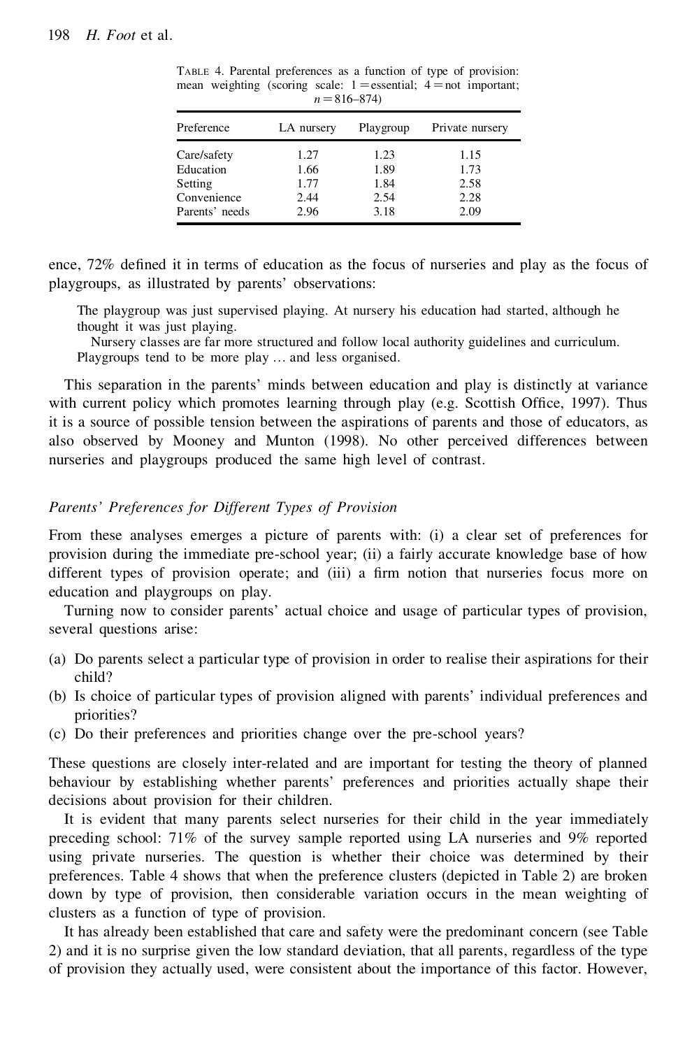TABLE 4. Parental preferences as a function of type of provision: mean weighting (scoring scale: 1 = essential; 4 = not important; $n = 816–874$)

| Preference | LA nursery | Playgroup | Private nursery |
|---|---|---|---|
| Care/safety | 1.27 | 1.23 | 1.15 |
| Education | 1.66 | 1.89 | 1.73 |
| Setting | 1.77 | 1.84 | 2.58 |
| Convenience | 2.44 | 2.54 | 2.28 |
| Parents' needs | 2.96 | 3.18 | 2.09 |

ence, 72% defined it in terms of education as the focus of nurseries and play as the focus of playgroups, as illustrated by parents' observations:

> The playgroup was just supervised playing. At nursery his education had started, although he thought it was just playing.
>
> Nursery classes are far more structured and follow local authority guidelines and curriculum. Playgroups tend to be more play … and less organised.

This separation in the parents' minds between education and play is distinctly at variance with current policy which promotes learning through play (e.g. Scottish Office, 1997). Thus it is a source of possible tension between the aspirations of parents and those of educators, as also observed by Mooney and Munton (1998). No other perceived differences between nurseries and playgroups produced the same high level of contrast.

### *Parents' Preferences for Different Types of Provision*

From these analyses emerges a picture of parents with: (i) a clear set of preferences for provision during the immediate pre-school year; (ii) a fairly accurate knowledge base of how different types of provision operate; and (iii) a firm notion that nurseries focus more on education and playgroups on play.

Turning now to consider parents' actual choice and usage of particular types of provision, several questions arise:

(a) Do parents select a particular type of provision in order to realise their aspirations for their child?
(b) Is choice of particular types of provision aligned with parents' individual preferences and priorities?
(c) Do their preferences and priorities change over the pre-school years?

These questions are closely inter-related and are important for testing the theory of planned behaviour by establishing whether parents' preferences and priorities actually shape their decisions about provision for their children.

It is evident that many parents select nurseries for their child in the year immediately preceding school: 71% of the survey sample reported using LA nurseries and 9% reported using private nurseries. The question is whether their choice was determined by their preferences. Table 4 shows that when the preference clusters (depicted in Table 2) are broken down by type of provision, then considerable variation occurs in the mean weighting of clusters as a function of type of provision.

It has already been established that care and safety were the predominant concern (see Table 2) and it is no surprise given the low standard deviation, that all parents, regardless of the type of provision they actually used, were consistent about the importance of this factor. However,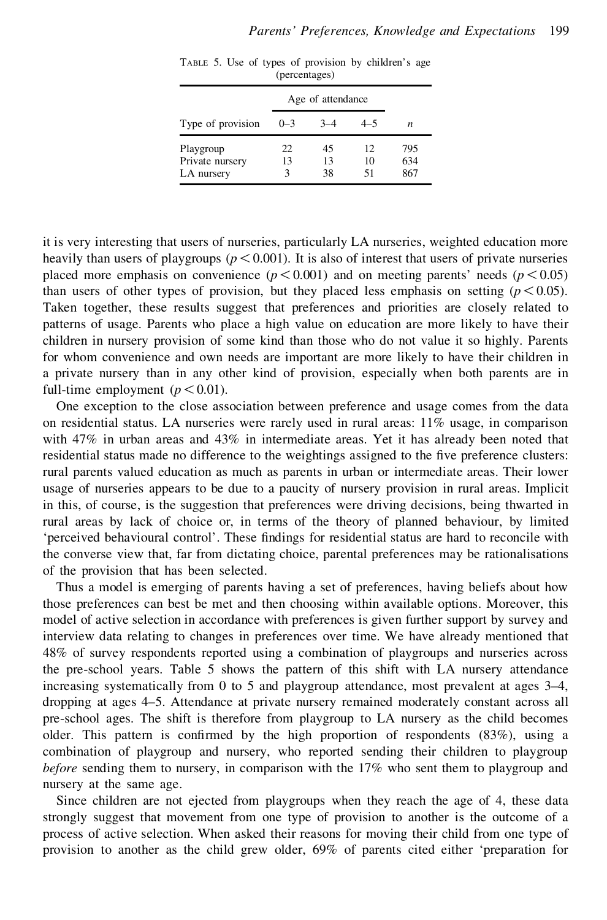TABLE 5. Use of types of provision by children's age (percentages)

| | Age of attendance | | | |
|---|---|---|---|---|
| Type of provision | 0–3 | 3–4 | 4–5 | $n$ |
| Playgroup | 22 | 45 | 12 | 795 |
| Private nursery | 13 | 13 | 10 | 634 |
| LA nursery | 3 | 38 | 51 | 867 |

it is very interesting that users of nurseries, particularly LA nurseries, weighted education more heavily than users of playgroups ($p < 0.001$). It is also of interest that users of private nurseries placed more emphasis on convenience ($p < 0.001$) and on meeting parents' needs ($p < 0.05$) than users of other types of provision, but they placed less emphasis on setting ($p < 0.05$). Taken together, these results suggest that preferences and priorities are closely related to patterns of usage. Parents who place a high value on education are more likely to have their children in nursery provision of some kind than those who do not value it so highly. Parents for whom convenience and own needs are important are more likely to have their children in a private nursery than in any other kind of provision, especially when both parents are in full-time employment ($p < 0.01$).

One exception to the close association between preference and usage comes from the data on residential status. LA nurseries were rarely used in rural areas: 11% usage, in comparison with 47% in urban areas and 43% in intermediate areas. Yet it has already been noted that residential status made no difference to the weightings assigned to the five preference clusters: rural parents valued education as much as parents in urban or intermediate areas. Their lower usage of nurseries appears to be due to a paucity of nursery provision in rural areas. Implicit in this, of course, is the suggestion that preferences were driving decisions, being thwarted in rural areas by lack of choice or, in terms of the theory of planned behaviour, by limited 'perceived behavioural control'. These findings for residential status are hard to reconcile with the converse view that, far from dictating choice, parental preferences may be rationalisations of the provision that has been selected.

Thus a model is emerging of parents having a set of preferences, having beliefs about how those preferences can best be met and then choosing within available options. Moreover, this model of active selection in accordance with preferences is given further support by survey and interview data relating to changes in preferences over time. We have already mentioned that 48% of survey respondents reported using a combination of playgroups and nurseries across the pre-school years. Table 5 shows the pattern of this shift with LA nursery attendance increasing systematically from 0 to 5 and playgroup attendance, most prevalent at ages 3–4, dropping at ages 4–5. Attendance at private nursery remained moderately constant across all pre-school ages. The shift is therefore from playgroup to LA nursery as the child becomes older. This pattern is confirmed by the high proportion of respondents (83%), using a combination of playgroup and nursery, who reported sending their children to playgroup *before* sending them to nursery, in comparison with the 17% who sent them to playgroup and nursery at the same age.

Since children are not ejected from playgroups when they reach the age of 4, these data strongly suggest that movement from one type of provision to another is the outcome of a process of active selection. When asked their reasons for moving their child from one type of provision to another as the child grew older, 69% of parents cited either 'preparation for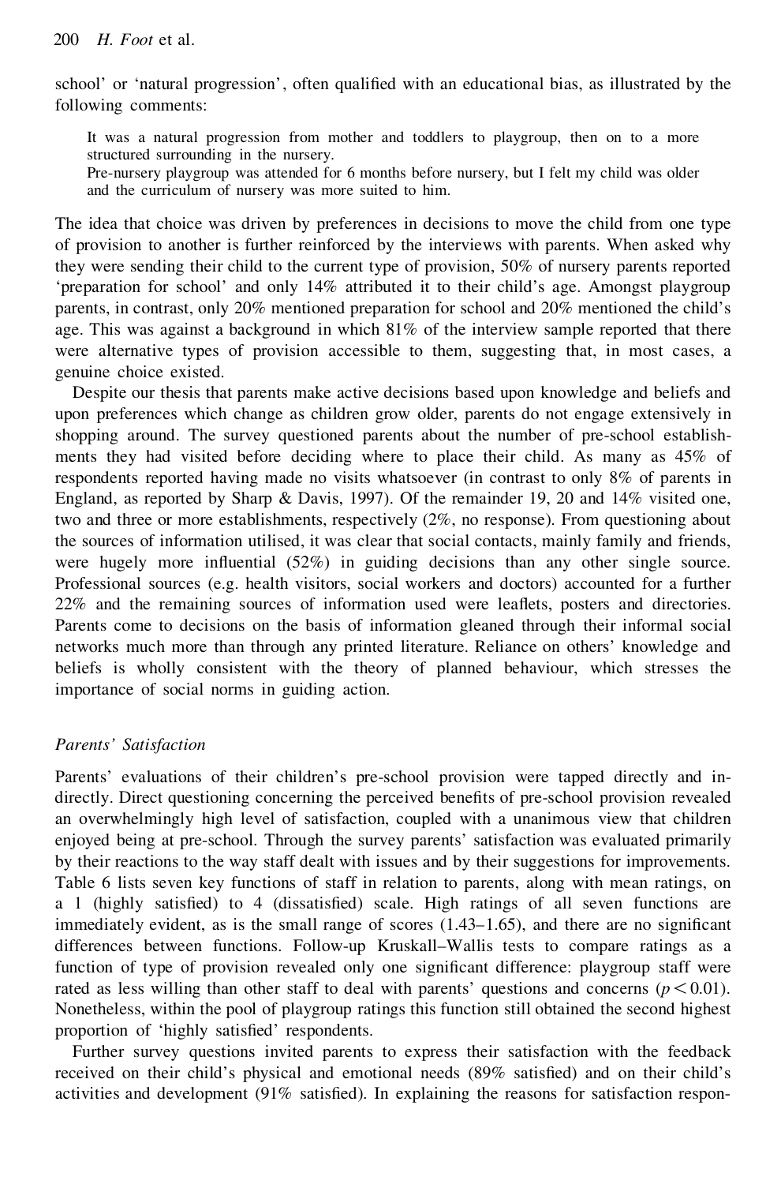school' or 'natural progression', often qualified with an educational bias, as illustrated by the following comments:

> It was a natural progression from mother and toddlers to playgroup, then on to a more structured surrounding in the nursery.
> Pre-nursery playgroup was attended for 6 months before nursery, but I felt my child was older and the curriculum of nursery was more suited to him.

The idea that choice was driven by preferences in decisions to move the child from one type of provision to another is further reinforced by the interviews with parents. When asked why they were sending their child to the current type of provision, 50% of nursery parents reported 'preparation for school' and only 14% attributed it to their child's age. Amongst playgroup parents, in contrast, only 20% mentioned preparation for school and 20% mentioned the child's age. This was against a background in which 81% of the interview sample reported that there were alternative types of provision accessible to them, suggesting that, in most cases, a genuine choice existed.

Despite our thesis that parents make active decisions based upon knowledge and beliefs and upon preferences which change as children grow older, parents do not engage extensively in shopping around. The survey questioned parents about the number of pre-school establishments they had visited before deciding where to place their child. As many as 45% of respondents reported having made no visits whatsoever (in contrast to only 8% of parents in England, as reported by Sharp & Davis, 1997). Of the remainder 19, 20 and 14% visited one, two and three or more establishments, respectively (2%, no response). From questioning about the sources of information utilised, it was clear that social contacts, mainly family and friends, were hugely more influential (52%) in guiding decisions than any other single source. Professional sources (e.g. health visitors, social workers and doctors) accounted for a further 22% and the remaining sources of information used were leaflets, posters and directories. Parents come to decisions on the basis of information gleaned through their informal social networks much more than through any printed literature. Reliance on others' knowledge and beliefs is wholly consistent with the theory of planned behaviour, which stresses the importance of social norms in guiding action.

### *Parents' Satisfaction*

Parents' evaluations of their children's pre-school provision were tapped directly and indirectly. Direct questioning concerning the perceived benefits of pre-school provision revealed an overwhelmingly high level of satisfaction, coupled with a unanimous view that children enjoyed being at pre-school. Through the survey parents' satisfaction was evaluated primarily by their reactions to the way staff dealt with issues and by their suggestions for improvements. Table 6 lists seven key functions of staff in relation to parents, along with mean ratings, on a 1 (highly satisfied) to 4 (dissatisfied) scale. High ratings of all seven functions are immediately evident, as is the small range of scores (1.43–1.65), and there are no significant differences between functions. Follow-up Kruskall–Wallis tests to compare ratings as a function of type of provision revealed only one significant difference: playgroup staff were rated as less willing than other staff to deal with parents' questions and concerns ($p < 0.01$). Nonetheless, within the pool of playgroup ratings this function still obtained the second highest proportion of 'highly satisfied' respondents.

Further survey questions invited parents to express their satisfaction with the feedback received on their child's physical and emotional needs (89% satisfied) and on their child's activities and development (91% satisfied). In explaining the reasons for satisfaction respon-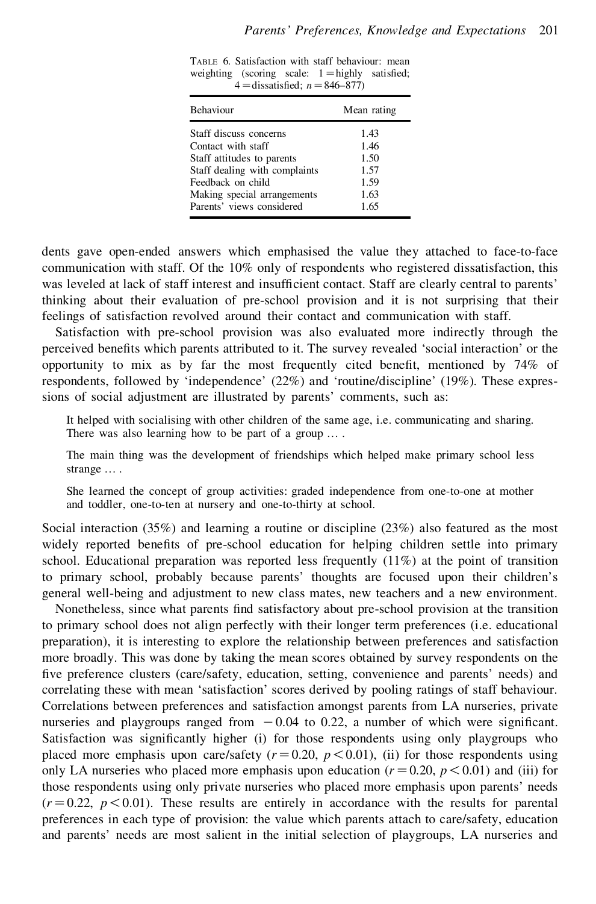TABLE 6. Satisfaction with staff behaviour: mean weighting (scoring scale: 1 = highly satisfied; 4 = dissatisfied; $n = 846–877$)

| Behaviour | Mean rating |
|---|---|
| Staff discuss concerns | 1.43 |
| Contact with staff | 1.46 |
| Staff attitudes to parents | 1.50 |
| Staff dealing with complaints | 1.57 |
| Feedback on child | 1.59 |
| Making special arrangements | 1.63 |
| Parents' views considered | 1.65 |

dents gave open-ended answers which emphasised the value they attached to face-to-face communication with staff. Of the 10% only of respondents who registered dissatisfaction, this was leveled at lack of staff interest and insufficient contact. Staff are clearly central to parents' thinking about their evaluation of pre-school provision and it is not surprising that their feelings of satisfaction revolved around their contact and communication with staff.

Satisfaction with pre-school provision was also evaluated more indirectly through the perceived benefits which parents attributed to it. The survey revealed 'social interaction' or the opportunity to mix as by far the most frequently cited benefit, mentioned by 74% of respondents, followed by 'independence' (22%) and 'routine/discipline' (19%). These expressions of social adjustment are illustrated by parents' comments, such as:

> It helped with socialising with other children of the same age, i.e. communicating and sharing. There was also learning how to be part of a group … .

> The main thing was the development of friendships which helped make primary school less strange … .

> She learned the concept of group activities: graded independence from one-to-one at mother and toddler, one-to-ten at nursery and one-to-thirty at school.

Social interaction (35%) and learning a routine or discipline (23%) also featured as the most widely reported benefits of pre-school education for helping children settle into primary school. Educational preparation was reported less frequently (11%) at the point of transition to primary school, probably because parents' thoughts are focused upon their children's general well-being and adjustment to new class mates, new teachers and a new environment.

Nonetheless, since what parents find satisfactory about pre-school provision at the transition to primary school does not align perfectly with their longer term preferences (i.e. educational preparation), it is interesting to explore the relationship between preferences and satisfaction more broadly. This was done by taking the mean scores obtained by survey respondents on the five preference clusters (care/safety, education, setting, convenience and parents' needs) and correlating these with mean 'satisfaction' scores derived by pooling ratings of staff behaviour. Correlations between preferences and satisfaction amongst parents from LA nurseries, private nurseries and playgroups ranged from $-0.04$ to $0.22$, a number of which were significant. Satisfaction was significantly higher (i) for those respondents using only playgroups who placed more emphasis upon care/safety ($r = 0.20$, $p < 0.01$), (ii) for those respondents using only LA nurseries who placed more emphasis upon education ($r = 0.20$, $p < 0.01$) and (iii) for those respondents using only private nurseries who placed more emphasis upon parents' needs ($r = 0.22$, $p < 0.01$). These results are entirely in accordance with the results for parental preferences in each type of provision: the value which parents attach to care/safety, education and parents' needs are most salient in the initial selection of playgroups, LA nurseries and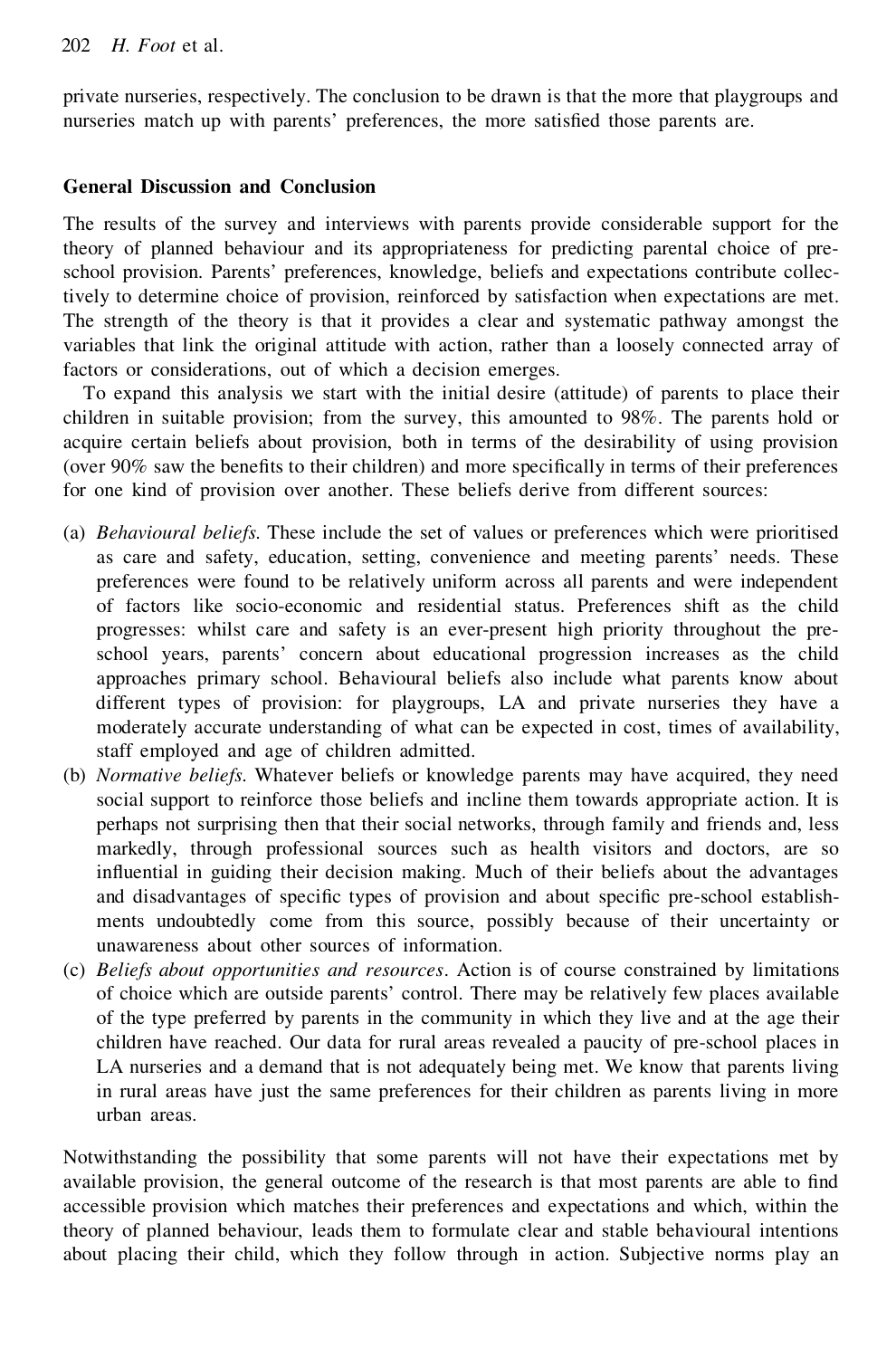private nurseries, respectively. The conclusion to be drawn is that the more that playgroups and nurseries match up with parents' preferences, the more satisfied those parents are.

## General Discussion and Conclusion

The results of the survey and interviews with parents provide considerable support for the theory of planned behaviour and its appropriateness for predicting parental choice of pre-school provision. Parents' preferences, knowledge, beliefs and expectations contribute collectively to determine choice of provision, reinforced by satisfaction when expectations are met. The strength of the theory is that it provides a clear and systematic pathway amongst the variables that link the original attitude with action, rather than a loosely connected array of factors or considerations, out of which a decision emerges.

To expand this analysis we start with the initial desire (attitude) of parents to place their children in suitable provision; from the survey, this amounted to 98%. The parents hold or acquire certain beliefs about provision, both in terms of the desirability of using provision (over 90% saw the benefits to their children) and more specifically in terms of their preferences for one kind of provision over another. These beliefs derive from different sources:

(a) *Behavioural beliefs.* These include the set of values or preferences which were prioritised as care and safety, education, setting, convenience and meeting parents' needs. These preferences were found to be relatively uniform across all parents and were independent of factors like socio-economic and residential status. Preferences shift as the child progresses: whilst care and safety is an ever-present high priority throughout the pre-school years, parents' concern about educational progression increases as the child approaches primary school. Behavioural beliefs also include what parents know about different types of provision: for playgroups, LA and private nurseries they have a moderately accurate understanding of what can be expected in cost, times of availability, staff employed and age of children admitted.

(b) *Normative beliefs.* Whatever beliefs or knowledge parents may have acquired, they need social support to reinforce those beliefs and incline them towards appropriate action. It is perhaps not surprising then that their social networks, through family and friends and, less markedly, through professional sources such as health visitors and doctors, are so influential in guiding their decision making. Much of their beliefs about the advantages and disadvantages of specific types of provision and about specific pre-school establishments undoubtedly come from this source, possibly because of their uncertainty or unawareness about other sources of information.

(c) *Beliefs about opportunities and resources.* Action is of course constrained by limitations of choice which are outside parents' control. There may be relatively few places available of the type preferred by parents in the community in which they live and at the age their children have reached. Our data for rural areas revealed a paucity of pre-school places in LA nurseries and a demand that is not adequately being met. We know that parents living in rural areas have just the same preferences for their children as parents living in more urban areas.

Notwithstanding the possibility that some parents will not have their expectations met by available provision, the general outcome of the research is that most parents are able to find accessible provision which matches their preferences and expectations and which, within the theory of planned behaviour, leads them to formulate clear and stable behavioural intentions about placing their child, which they follow through in action. Subjective norms play an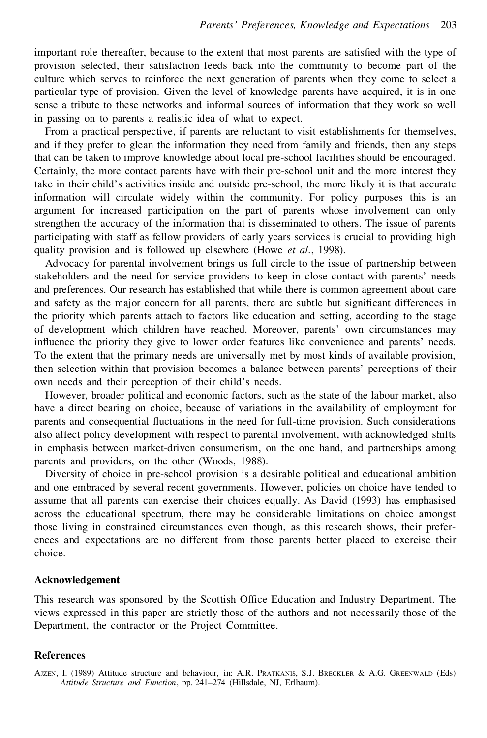important role thereafter, because to the extent that most parents are satisfied with the type of provision selected, their satisfaction feeds back into the community to become part of the culture which serves to reinforce the next generation of parents when they come to select a particular type of provision. Given the level of knowledge parents have acquired, it is in one sense a tribute to these networks and informal sources of information that they work so well in passing on to parents a realistic idea of what to expect.

From a practical perspective, if parents are reluctant to visit establishments for themselves, and if they prefer to glean the information they need from family and friends, then any steps that can be taken to improve knowledge about local pre-school facilities should be encouraged. Certainly, the more contact parents have with their pre-school unit and the more interest they take in their child's activities inside and outside pre-school, the more likely it is that accurate information will circulate widely within the community. For policy purposes this is an argument for increased participation on the part of parents whose involvement can only strengthen the accuracy of the information that is disseminated to others. The issue of parents participating with staff as fellow providers of early years services is crucial to providing high quality provision and is followed up elsewhere (Howe *et al.*, 1998).

Advocacy for parental involvement brings us full circle to the issue of partnership between stakeholders and the need for service providers to keep in close contact with parents' needs and preferences. Our research has established that while there is common agreement about care and safety as the major concern for all parents, there are subtle but significant differences in the priority which parents attach to factors like education and setting, according to the stage of development which children have reached. Moreover, parents' own circumstances may influence the priority they give to lower order features like convenience and parents' needs. To the extent that the primary needs are universally met by most kinds of available provision, then selection within that provision becomes a balance between parents' perceptions of their own needs and their perception of their child's needs.

However, broader political and economic factors, such as the state of the labour market, also have a direct bearing on choice, because of variations in the availability of employment for parents and consequential fluctuations in the need for full-time provision. Such considerations also affect policy development with respect to parental involvement, with acknowledged shifts in emphasis between market-driven consumerism, on the one hand, and partnerships among parents and providers, on the other (Woods, 1988).

Diversity of choice in pre-school provision is a desirable political and educational ambition and one embraced by several recent governments. However, policies on choice have tended to assume that all parents can exercise their choices equally. As David (1993) has emphasised across the educational spectrum, there may be considerable limitations on choice amongst those living in constrained circumstances even though, as this research shows, their preferences and expectations are no different from those parents better placed to exercise their choice.

## Acknowledgement

This research was sponsored by the Scottish Office Education and Industry Department. The views expressed in this paper are strictly those of the authors and not necessarily those of the Department, the contractor or the Project Committee.

## References

Ajzen, I. (1989) Attitude structure and behaviour, in: A.R. Pratkanis, S.J. Breckler & A.G. Greenwald (Eds) *Attitude Structure and Function*, pp. 241–274 (Hillsdale, NJ, Erlbaum).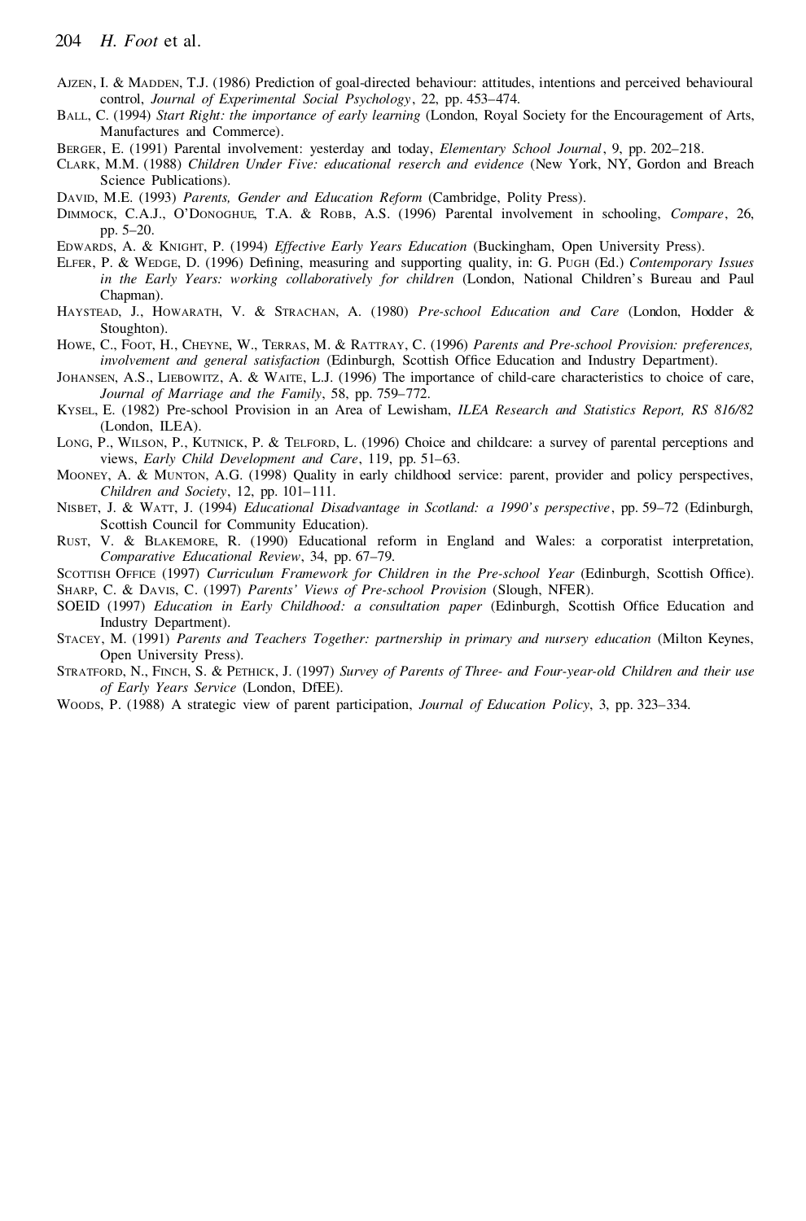AJZEN, I. & MADDEN, T.J. (1986) Prediction of goal-directed behaviour: attitudes, intentions and perceived behavioural control, *Journal of Experimental Social Psychology*, 22, pp. 453–474.

BALL, C. (1994) *Start Right: the importance of early learning* (London, Royal Society for the Encouragement of Arts, Manufactures and Commerce).

BERGER, E. (1991) Parental involvement: yesterday and today, *Elementary School Journal*, 9, pp. 202–218.

CLARK, M.M. (1988) *Children Under Five: educational reserch and evidence* (New York, NY, Gordon and Breach Science Publications).

DAVID, M.E. (1993) *Parents, Gender and Education Reform* (Cambridge, Polity Press).

DIMMOCK, C.A.J., O'DONOGHUE, T.A. & ROBB, A.S. (1996) Parental involvement in schooling, *Compare*, 26, pp. 5–20.

EDWARDS, A. & KNIGHT, P. (1994) *Effective Early Years Education* (Buckingham, Open University Press).

ELFER, P. & WEDGE, D. (1996) Defining, measuring and supporting quality, in: G. PUGH (Ed.) *Contemporary Issues in the Early Years: working collaboratively for children* (London, National Children's Bureau and Paul Chapman).

HAYSTEAD, J., HOWARATH, V. & STRACHAN, A. (1980) *Pre-school Education and Care* (London, Hodder & Stoughton).

HOWE, C., FOOT, H., CHEYNE, W., TERRAS, M. & RATTRAY, C. (1996) *Parents and Pre-school Provision: preferences, involvement and general satisfaction* (Edinburgh, Scottish Office Education and Industry Department).

JOHANSEN, A.S., LIEBOWITZ, A. & WAITE, L.J. (1996) The importance of child-care characteristics to choice of care, *Journal of Marriage and the Family*, 58, pp. 759–772.

KYSEL, E. (1982) Pre-school Provision in an Area of Lewisham, *ILEA Research and Statistics Report, RS 816/82* (London, ILEA).

LONG, P., WILSON, P., KUTNICK, P. & TELFORD, L. (1996) Choice and childcare: a survey of parental perceptions and views, *Early Child Development and Care*, 119, pp. 51–63.

MOONEY, A. & MUNTON, A.G. (1998) Quality in early childhood service: parent, provider and policy perspectives, *Children and Society*, 12, pp. 101–111.

NISBET, J. & WATT, J. (1994) *Educational Disadvantage in Scotland: a 1990's perspective*, pp. 59–72 (Edinburgh, Scottish Council for Community Education).

RUST, V. & BLAKEMORE, R. (1990) Educational reform in England and Wales: a corporatist interpretation, *Comparative Educational Review*, 34, pp. 67–79.

SCOTTISH OFFICE (1997) *Curriculum Framework for Children in the Pre-school Year* (Edinburgh, Scottish Office).

SHARP, C. & DAVIS, C. (1997) *Parents' Views of Pre-school Provision* (Slough, NFER).

SOEID (1997) *Education in Early Childhood: a consultation paper* (Edinburgh, Scottish Office Education and Industry Department).

STACEY, M. (1991) *Parents and Teachers Together: partnership in primary and nursery education* (Milton Keynes, Open University Press).

STRATFORD, N., FINCH, S. & PETHICK, J. (1997) *Survey of Parents of Three- and Four-year-old Children and their use of Early Years Service* (London, DfEE).

WOODS, P. (1988) A strategic view of parent participation, *Journal of Education Policy*, 3, pp. 323–334.